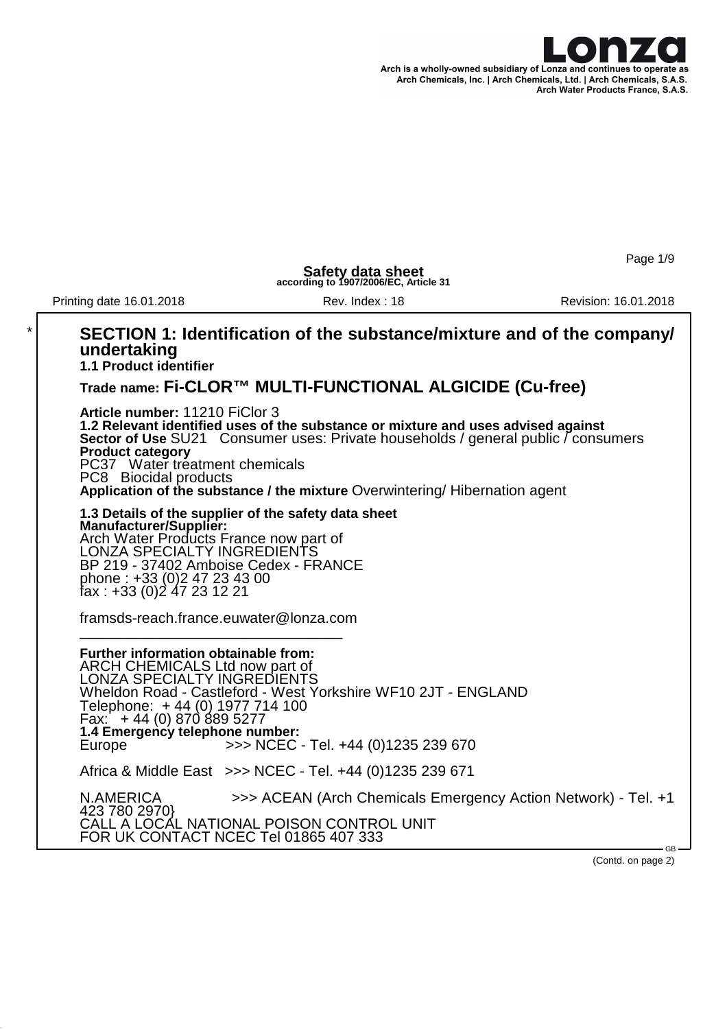Arch is a wholly-owned subsidiary of Lonza and continues to operate as Arch Chemicals, Inc. | Arch Chemicals, Ltd. | Arch Chemicals, S.A.S. Arch Water Products France, S.A.S.

# Safety data sheet

**according to 1907/2006/EC, Article 31**

Printing date 16.01.2018 | Rev. Index : 18 | Revision: 16.01.2018

## * SECTION 1: Identification of the substance/mixture and of the company/ undertaking

**1.1 Product identifier**

**Trade name: Fi-CLOR™ MULTI-FUNCTIONAL ALGICIDE (Cu-free)**

**Article number:** 11210 FiClor 3

**1.2 Relevant identified uses of the substance or mixture and uses advised against**

**Sector of Use** SU21 Consumer uses: Private households / general public / consumers

**Product category**

PC37 Water treatment chemicals

PC8 Biocidal products

**Application of the substance / the mixture** Overwintering/ Hibernation agent

**1.3 Details of the supplier of the safety data sheet**

**Manufacturer/Supplier:**

Arch Water Products France now part of
LONZA SPECIALTY INGREDIENTS
BP 219 - 37402 Amboise Cedex - FRANCE
phone : +33 (0)2 47 23 43 00
fax : +33 (0)2 47 23 12 21

framsds-reach.france.euwater@lonza.com

---

**Further information obtainable from:**

ARCH CHEMICALS Ltd now part of
LONZA SPECIALTY INGREDIENTS
Wheldon Road - Castleford - West Yorkshire WF10 2JT - ENGLAND
Telephone: + 44 (0) 1977 714 100
Fax: + 44 (0) 870 889 5277

**1.4 Emergency telephone number:**

Europe >>> NCEC - Tel. +44 (0)1235 239 670

Africa & Middle East >>> NCEC - Tel. +44 (0)1235 239 671

N.AMERICA >>> ACEAN (Arch Chemicals Emergency Action Network) - Tel. +1 423 780 2970}
CALL A LOCAL NATIONAL POISON CONTROL UNIT
FOR UK CONTACT NCEC Tel 01865 407 333

(Contd. on page 2)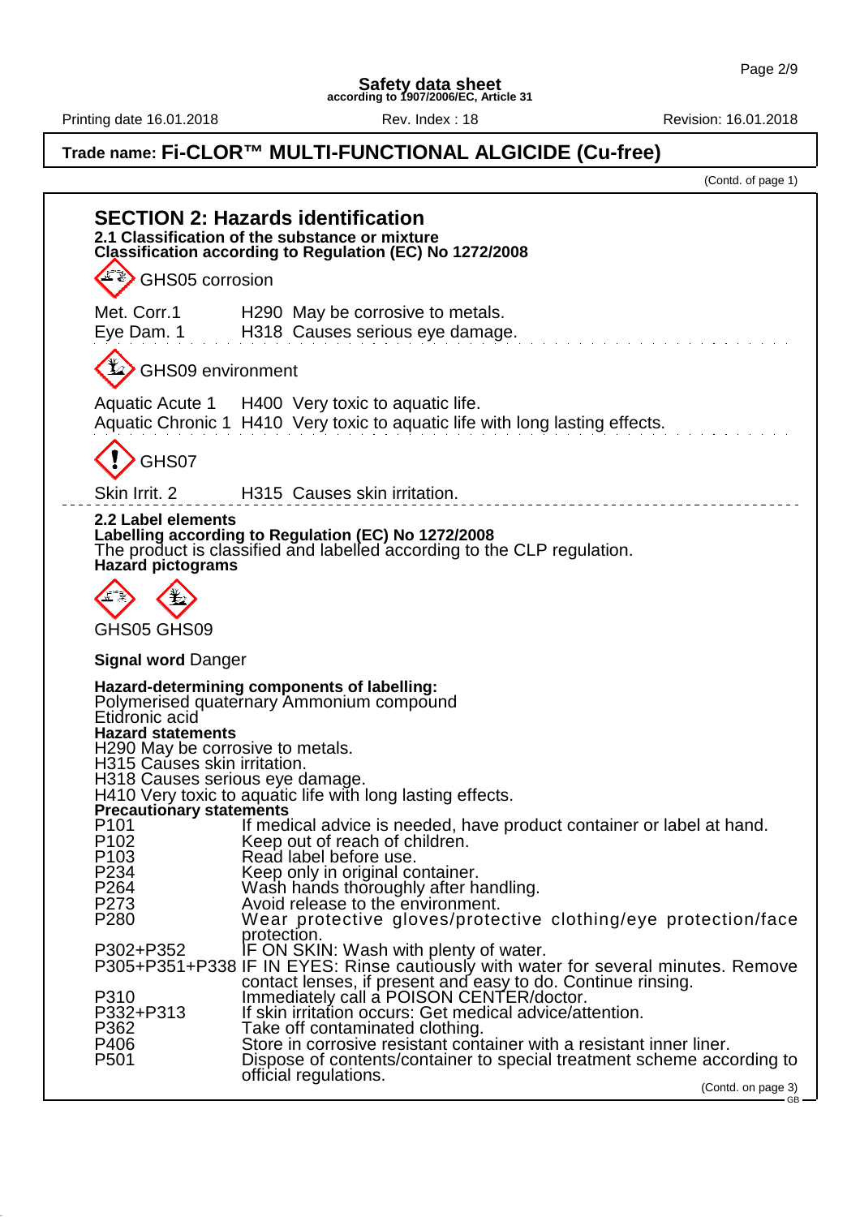# Safety data sheet
according to 1907/2006/EC, Article 31

Printing date 16.01.2018 | Rev. Index : 18 | Revision: 16.01.2018

**Trade name: Fi-CLOR™ MULTI-FUNCTIONAL ALGICIDE (Cu-free)**

(Contd. of page 1)

## SECTION 2: Hazards identification

**2.1 Classification of the substance or mixture**
**Classification according to Regulation (EC) No 1272/2008**

GHS05 corrosion

| | | |
|---|---|---|
| Met. Corr.1 | H290 | May be corrosive to metals. |
| Eye Dam. 1 | H318 | Causes serious eye damage. |

GHS09 environment

| | | |
|---|---|---|
| Aquatic Acute 1 | H400 | Very toxic to aquatic life. |
| Aquatic Chronic 1 | H410 | Very toxic to aquatic life with long lasting effects. |

GHS07

| | | |
|---|---|---|
| Skin Irrit. 2 | H315 | Causes skin irritation. |

**2.2 Label elements**
**Labelling according to Regulation (EC) No 1272/2008**
The product is classified and labelled according to the CLP regulation.
**Hazard pictograms**

GHS05 GHS09

**Signal word** Danger

**Hazard-determining components of labelling:**
Polymerised quaternary Ammonium compound
Etidronic acid
**Hazard statements**
H290 May be corrosive to metals.
H315 Causes skin irritation.
H318 Causes serious eye damage.
H410 Very toxic to aquatic life with long lasting effects.
**Precautionary statements**

| | |
|---|---|
| P101 | If medical advice is needed, have product container or label at hand. |
| P102 | Keep out of reach of children. |
| P103 | Read label before use. |
| P234 | Keep only in original container. |
| P264 | Wash hands thoroughly after handling. |
| P273 | Avoid release to the environment. |
| P280 | Wear protective gloves/protective clothing/eye protection/face protection. |
| P302+P352 | IF ON SKIN: Wash with plenty of water. |
| P305+P351+P338 | IF IN EYES: Rinse cautiously with water for several minutes. Remove contact lenses, if present and easy to do. Continue rinsing. |
| P310 | Immediately call a POISON CENTER/doctor. |
| P332+P313 | If skin irritation occurs: Get medical advice/attention. |
| P362 | Take off contaminated clothing. |
| P406 | Store in corrosive resistant container with a resistant inner liner. |
| P501 | Dispose of contents/container to special treatment scheme according to official regulations. |

(Contd. on page 3)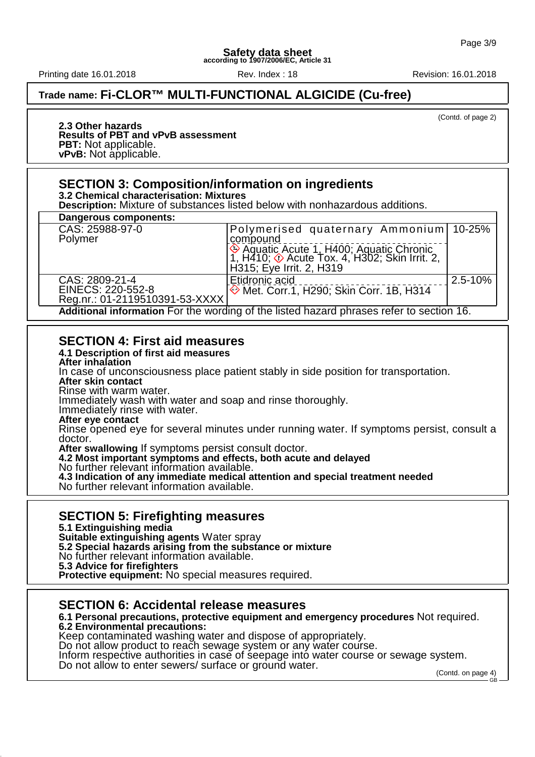## Trade name: Fi-CLOR™ MULTI-FUNCTIONAL ALGICIDE (Cu-free)

(Contd. of page 2)

**2.3 Other hazards**
**Results of PBT and vPvB assessment**
**PBT:** Not applicable.
**vPvB:** Not applicable.

## SECTION 3: Composition/information on ingredients

**3.2 Chemical characterisation: Mixtures**
**Description:** Mixture of substances listed below with nonhazardous additions.

| Dangerous components: | | |
|---|---|---|
| CAS: 25988-97-0<br>Polymer | Polymerised quaternary Ammonium compound<br>Aquatic Acute 1, H400; Aquatic Chronic 1, H410; Acute Tox. 4, H302; Skin Irrit. 2, H315; Eye Irrit. 2, H319 | 10-25% |
| CAS: 2809-21-4<br>EINECS: 220-552-8<br>Reg.nr.: 01-2119510391-53-XXXX | Etidronic acid<br>Met. Corr.1, H290; Skin Corr. 1B, H314 | 2.5-10% |

**Additional information** For the wording of the listed hazard phrases refer to section 16.

## SECTION 4: First aid measures

**4.1 Description of first aid measures**
**After inhalation**
In case of unconsciousness place patient stably in side position for transportation.
**After skin contact**
Rinse with warm water.
Immediately wash with water and soap and rinse thoroughly.
Immediately rinse with water.
**After eye contact**
Rinse opened eye for several minutes under running water. If symptoms persist, consult a doctor.
**After swallowing** If symptoms persist consult doctor.
**4.2 Most important symptoms and effects, both acute and delayed**
No further relevant information available.
**4.3 Indication of any immediate medical attention and special treatment needed**
No further relevant information available.

## SECTION 5: Firefighting measures

**5.1 Extinguishing media**
**Suitable extinguishing agents** Water spray
**5.2 Special hazards arising from the substance or mixture**
No further relevant information available.
**5.3 Advice for firefighters**
**Protective equipment:** No special measures required.

## SECTION 6: Accidental release measures

**6.1 Personal precautions, protective equipment and emergency procedures** Not required.
**6.2 Environmental precautions:**
Keep contaminated washing water and dispose of appropriately.
Do not allow product to reach sewage system or any water course.
Inform respective authorities in case of seepage into water course or sewage system.
Do not allow to enter sewers/ surface or ground water.

(Contd. on page 4)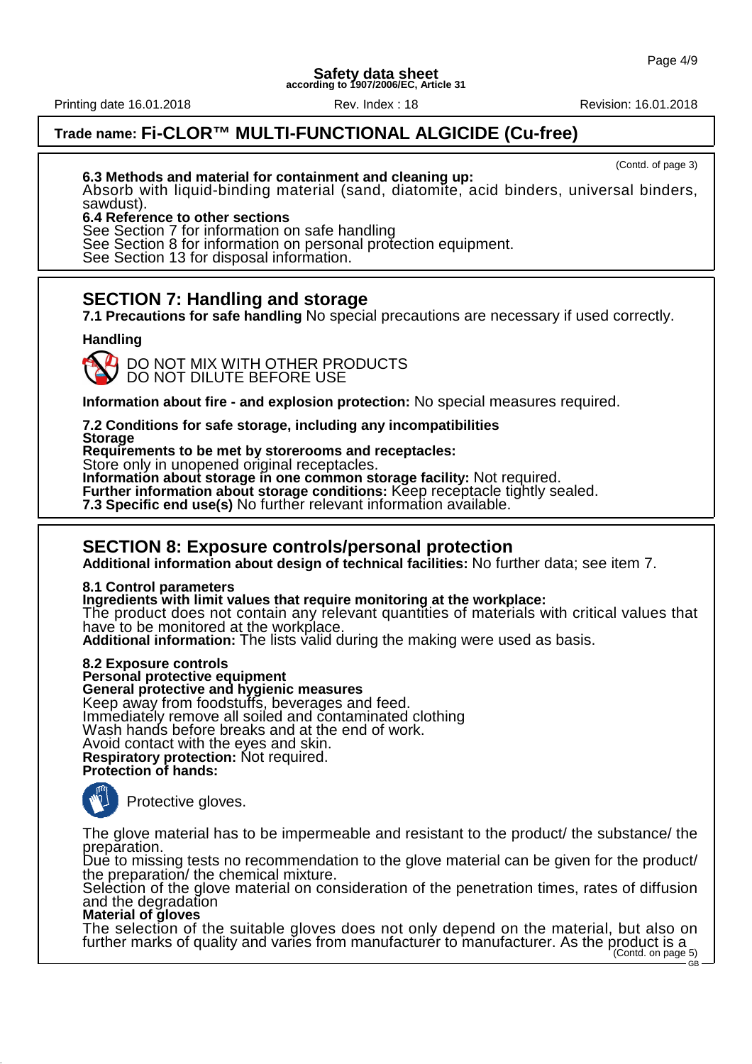Trade name: **Fi-CLOR™ MULTI-FUNCTIONAL ALGICIDE (Cu-free)**

(Contd. of page 3)

**6.3 Methods and material for containment and cleaning up:**
Absorb with liquid-binding material (sand, diatomite, acid binders, universal binders, sawdust).

**6.4 Reference to other sections**
See Section 7 for information on safe handling
See Section 8 for information on personal protection equipment.
See Section 13 for disposal information.

## SECTION 7: Handling and storage

**7.1 Precautions for safe handling** No special precautions are necessary if used correctly.

**Handling**

DO NOT MIX WITH OTHER PRODUCTS
DO NOT DILUTE BEFORE USE

**Information about fire - and explosion protection:** No special measures required.

**7.2 Conditions for safe storage, including any incompatibilities**
**Storage**
**Requirements to be met by storerooms and receptacles:**
Store only in unopened original receptacles.
**Information about storage in one common storage facility:** Not required.
**Further information about storage conditions:** Keep receptacle tightly sealed.
**7.3 Specific end use(s)** No further relevant information available.

## SECTION 8: Exposure controls/personal protection

**Additional information about design of technical facilities:** No further data; see item 7.

**8.1 Control parameters**
**Ingredients with limit values that require monitoring at the workplace:**
The product does not contain any relevant quantities of materials with critical values that have to be monitored at the workplace.
**Additional information:** The lists valid during the making were used as basis.

**8.2 Exposure controls**
**Personal protective equipment**
**General protective and hygienic measures**
Keep away from foodstuffs, beverages and feed.
Immediately remove all soiled and contaminated clothing
Wash hands before breaks and at the end of work.
Avoid contact with the eyes and skin.
**Respiratory protection:** Not required.
**Protection of hands:**

Protective gloves.

The glove material has to be impermeable and resistant to the product/ the substance/ the preparation.
Due to missing tests no recommendation to the glove material can be given for the product/ the preparation/ the chemical mixture.
Selection of the glove material on consideration of the penetration times, rates of diffusion and the degradation
**Material of gloves**
The selection of the suitable gloves does not only depend on the material, but also on further marks of quality and varies from manufacturer to manufacturer. As the product is a

(Contd. on page 5)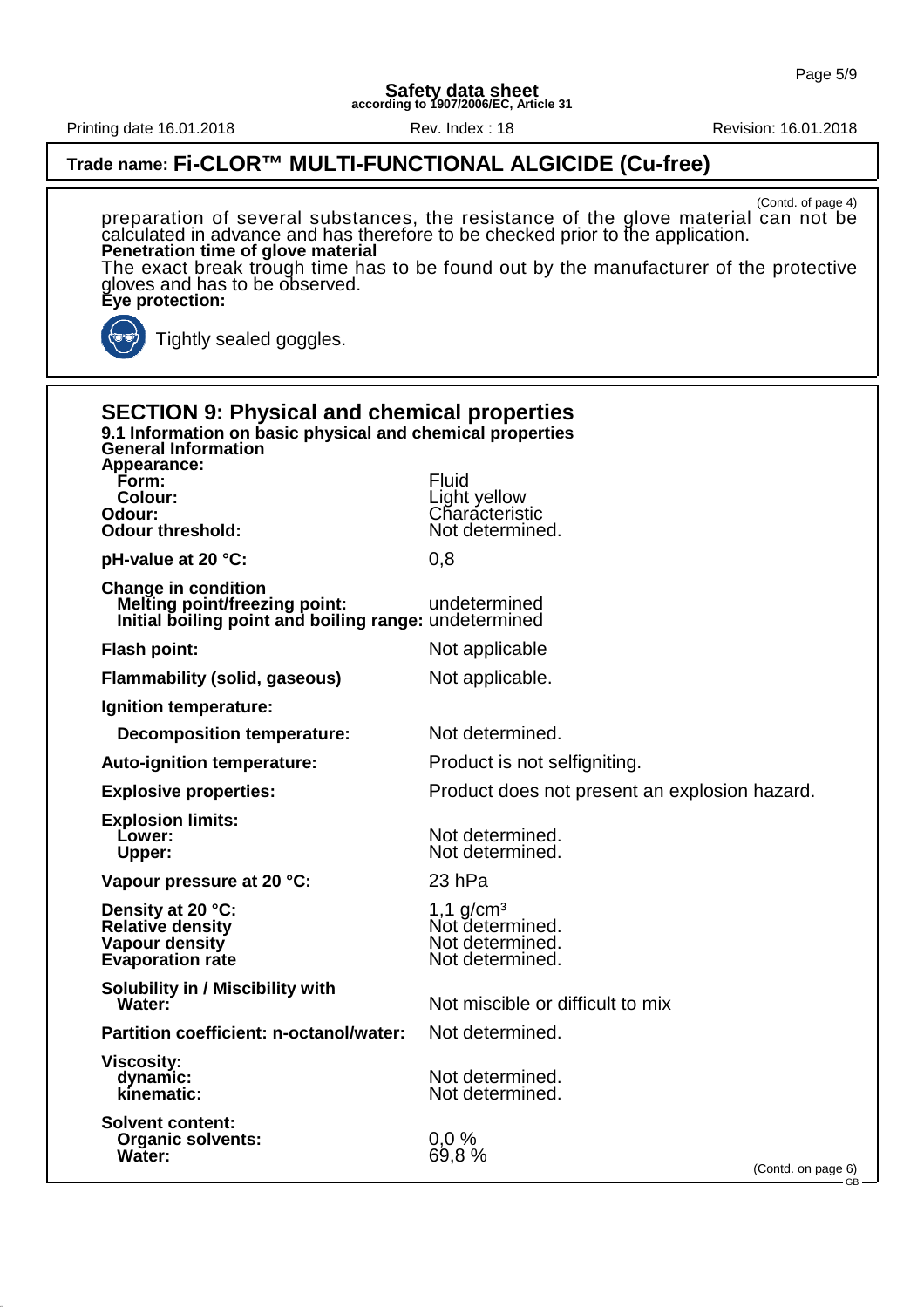**Trade name: Fi-CLOR™ MULTI-FUNCTIONAL ALGICIDE (Cu-free)**

(Contd. of page 4)

preparation of several substances, the resistance of the glove material can not be calculated in advance and has therefore to be checked prior to the application.

**Penetration time of glove material**

The exact break trough time has to be found out by the manufacturer of the protective gloves and has to be observed.

**Eye protection:**

Tightly sealed goggles.

## SECTION 9: Physical and chemical properties

**9.1 Information on basic physical and chemical properties**

**General Information**

| | |
|---|---|
| **Appearance:** | |
| **Form:** | Fluid |
| **Colour:** | Light yellow |
| **Odour:** | Characteristic |
| **Odour threshold:** | Not determined. |
| **pH-value at 20 °C:** | 0,8 |
| **Change in condition** | |
| **Melting point/freezing point:** | undetermined |
| **Initial boiling point and boiling range:** | undetermined |
| **Flash point:** | Not applicable |
| **Flammability (solid, gaseous)** | Not applicable. |
| **Ignition temperature:** | |
| **Decomposition temperature:** | Not determined. |
| **Auto-ignition temperature:** | Product is not selfigniting. |
| **Explosive properties:** | Product does not present an explosion hazard. |
| **Explosion limits:** | |
| **Lower:** | Not determined. |
| **Upper:** | Not determined. |
| **Vapour pressure at 20 °C:** | 23 hPa |
| **Density at 20 °C:** | 1,1 g/cm³ |
| **Relative density** | Not determined. |
| **Vapour density** | Not determined. |
| **Evaporation rate** | Not determined. |
| **Solubility in / Miscibility with** | |
| **Water:** | Not miscible or difficult to mix |
| **Partition coefficient: n-octanol/water:** | Not determined. |
| **Viscosity:** | |
| **dynamic:** | Not determined. |
| **kinematic:** | Not determined. |
| **Solvent content:** | |
| **Organic solvents:** | 0,0 % |
| **Water:** | 69,8 % |

(Contd. on page 6)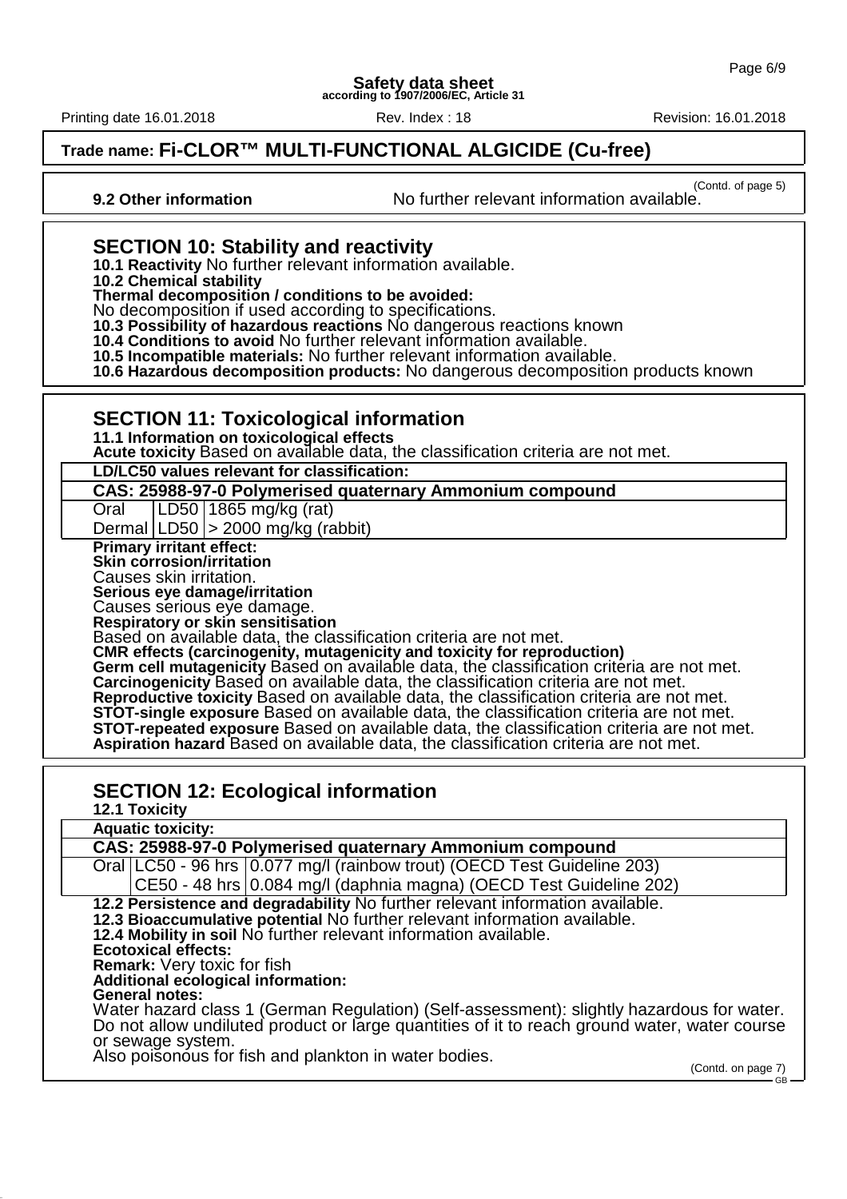Trade name: **Fi-CLOR™ MULTI-FUNCTIONAL ALGICIDE (Cu-free)**

(Contd. of page 5)

**9.2 Other information** No further relevant information available.

## SECTION 10: Stability and reactivity

**10.1 Reactivity** No further relevant information available.

**10.2 Chemical stability**

**Thermal decomposition / conditions to be avoided:**

No decomposition if used according to specifications.

**10.3 Possibility of hazardous reactions** No dangerous reactions known

**10.4 Conditions to avoid** No further relevant information available.

**10.5 Incompatible materials:** No further relevant information available.

**10.6 Hazardous decomposition products:** No dangerous decomposition products known

## SECTION 11: Toxicological information

**11.1 Information on toxicological effects**

**Acute toxicity** Based on available data, the classification criteria are not met.

| **LD/LC50 values relevant for classification:** | | |
|---|---|---|
| **CAS: 25988-97-0 Polymerised quaternary Ammonium compound** | | |
| Oral | LD50 | 1865 mg/kg (rat) |
| Dermal | LD50 | > 2000 mg/kg (rabbit) |

**Primary irritant effect:**

**Skin corrosion/irritation**

Causes skin irritation.

**Serious eye damage/irritation**

Causes serious eye damage.

**Respiratory or skin sensitisation**

Based on available data, the classification criteria are not met.

**CMR effects (carcinogenity, mutagenicity and toxicity for reproduction)**

**Germ cell mutagenicity** Based on available data, the classification criteria are not met.

**Carcinogenicity** Based on available data, the classification criteria are not met.

**Reproductive toxicity** Based on available data, the classification criteria are not met.

**STOT-single exposure** Based on available data, the classification criteria are not met.

**STOT-repeated exposure** Based on available data, the classification criteria are not met.

**Aspiration hazard** Based on available data, the classification criteria are not met.

## SECTION 12: Ecological information

**12.1 Toxicity**

| **Aquatic toxicity:** | | |
|---|---|---|
| **CAS: 25988-97-0 Polymerised quaternary Ammonium compound** | | |
| Oral | LC50 - 96 hrs | 0.077 mg/l (rainbow trout) (OECD Test Guideline 203) |
| | CE50 - 48 hrs | 0.084 mg/l (daphnia magna) (OECD Test Guideline 202) |

**12.2 Persistence and degradability** No further relevant information available.

**12.3 Bioaccumulative potential** No further relevant information available.

**12.4 Mobility in soil** No further relevant information available.

**Ecotoxical effects:**

**Remark:** Very toxic for fish

**Additional ecological information:**

**General notes:**

Water hazard class 1 (German Regulation) (Self-assessment): slightly hazardous for water.

Do not allow undiluted product or large quantities of it to reach ground water, water course or sewage system.

Also poisonous for fish and plankton in water bodies.

(Contd. on page 7)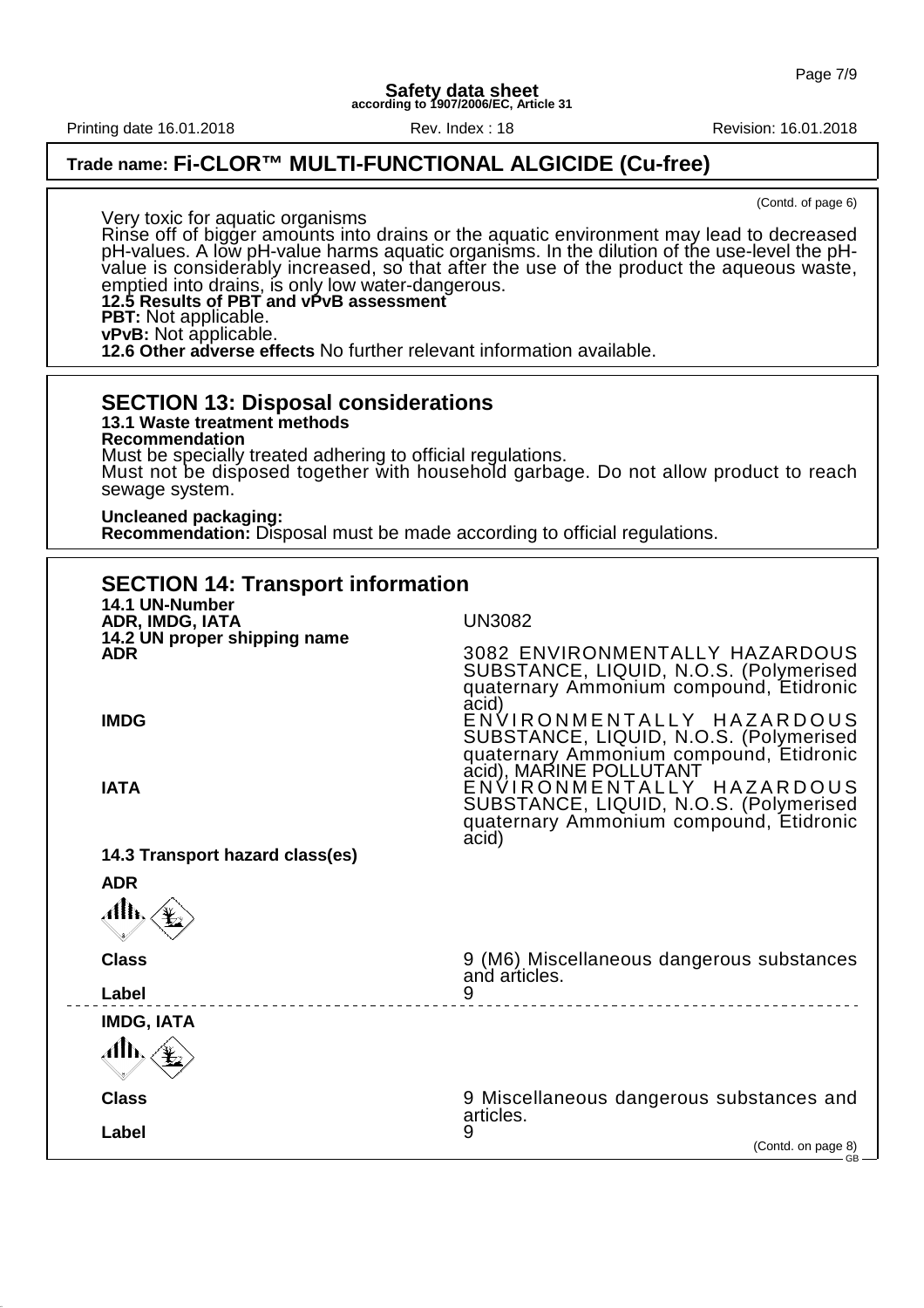**Trade name: Fi-CLOR™ MULTI-FUNCTIONAL ALGICIDE (Cu-free)**

(Contd. of page 6)

Very toxic for aquatic organisms
Rinse off of bigger amounts into drains or the aquatic environment may lead to decreased pH-values. A low pH-value harms aquatic organisms. In the dilution of the use-level the pH-value is considerably increased, so that after the use of the product the aqueous waste, emptied into drains, is only low water-dangerous.

**12.5 Results of PBT and vPvB assessment**

**PBT:** Not applicable.
**vPvB:** Not applicable.

**12.6 Other adverse effects** No further relevant information available.

## SECTION 13: Disposal considerations

**13.1 Waste treatment methods**

**Recommendation**

Must be specially treated adhering to official regulations.
Must not be disposed together with household garbage. Do not allow product to reach sewage system.

**Uncleaned packaging:**

**Recommendation:** Disposal must be made according to official regulations.

## SECTION 14: Transport information

**14.1 UN-Number**

| | |
|---|---|
| **ADR, IMDG, IATA** | UN3082 |

**14.2 UN proper shipping name**

| | |
|---|---|
| **ADR** | 3082 ENVIRONMENTALLY HAZARDOUS SUBSTANCE, LIQUID, N.O.S. (Polymerised quaternary Ammonium compound, Etidronic acid) |
| **IMDG** | ENVIRONMENTALLY HAZARDOUS SUBSTANCE, LIQUID, N.O.S. (Polymerised quaternary Ammonium compound, Etidronic acid), MARINE POLLUTANT |
| **IATA** | ENVIRONMENTALLY HAZARDOUS SUBSTANCE, LIQUID, N.O.S. (Polymerised quaternary Ammonium compound, Etidronic acid) |

**14.3 Transport hazard class(es)**

**ADR**

| | |
|---|---|
| **Class** | 9 (M6) Miscellaneous dangerous substances and articles. |
| **Label** | 9 |

**IMDG, IATA**

| | |
|---|---|
| **Class** | 9 Miscellaneous dangerous substances and articles. |
| **Label** | 9 |

(Contd. on page 8)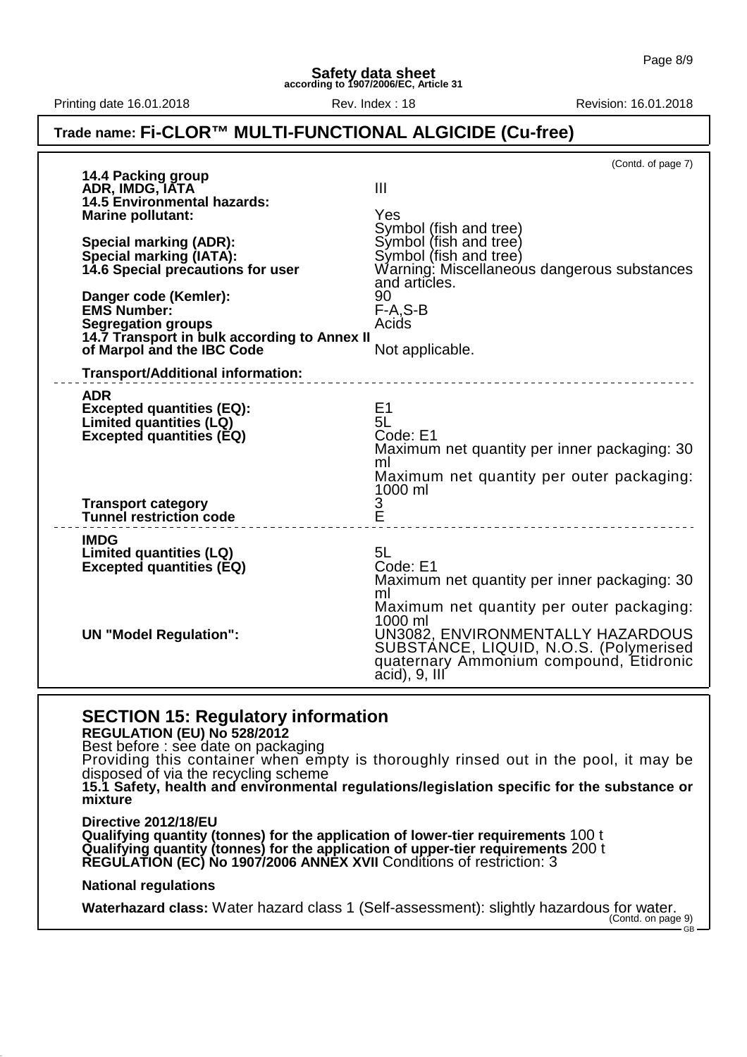(Contd. of page 7)

| | |
|---|---|
| **14.4 Packing group** | |
| **ADR, IMDG, IATA** | III |
| **14.5 Environmental hazards:** | |
| **Marine pollutant:** | Yes<br>Symbol (fish and tree) |
| **Special marking (ADR):** | Symbol (fish and tree) |
| **Special marking (IATA):** | Symbol (fish and tree) |
| **14.6 Special precautions for user** | Warning: Miscellaneous dangerous substances and articles. |
| **Danger code (Kemler):** | 90 |
| **EMS Number:** | F-A,S-B |
| **Segregation groups** | Acids |
| **14.7 Transport in bulk according to Annex II of Marpol and the IBC Code** | Not applicable. |
| **Transport/Additional information:** | |
| **ADR** | |
| **Excepted quantities (EQ):** | E1 |
| **Limited quantities (LQ)** | 5L |
| **Excepted quantities (EQ)** | Code: E1<br>Maximum net quantity per inner packaging: 30 ml<br>Maximum net quantity per outer packaging: 1000 ml |
| **Transport category** | 3 |
| **Tunnel restriction code** | E |
| **IMDG** | |
| **Limited quantities (LQ)** | 5L |
| **Excepted quantities (EQ)** | Code: E1<br>Maximum net quantity per inner packaging: 30 ml<br>Maximum net quantity per outer packaging: 1000 ml |
| **UN "Model Regulation":** | UN3082, ENVIRONMENTALLY HAZARDOUS SUBSTANCE, LIQUID, N.O.S. (Polymerised quaternary Ammonium compound, Etidronic acid), 9, III |

## SECTION 15: Regulatory information

**REGULATION (EU) No 528/2012**
Best before : see date on packaging
Providing this container when empty is thoroughly rinsed out in the pool, it may be disposed of via the recycling scheme

**15.1 Safety, health and environmental regulations/legislation specific for the substance or mixture**

**Directive 2012/18/EU**
**Qualifying quantity (tonnes) for the application of lower-tier requirements** 100 t
**Qualifying quantity (tonnes) for the application of upper-tier requirements** 200 t
**REGULATION (EC) No 1907/2006 ANNEX XVII** Conditions of restriction: 3

**National regulations**

**Waterhazard class:** Water hazard class 1 (Self-assessment): slightly hazardous for water.

(Contd. on page 9)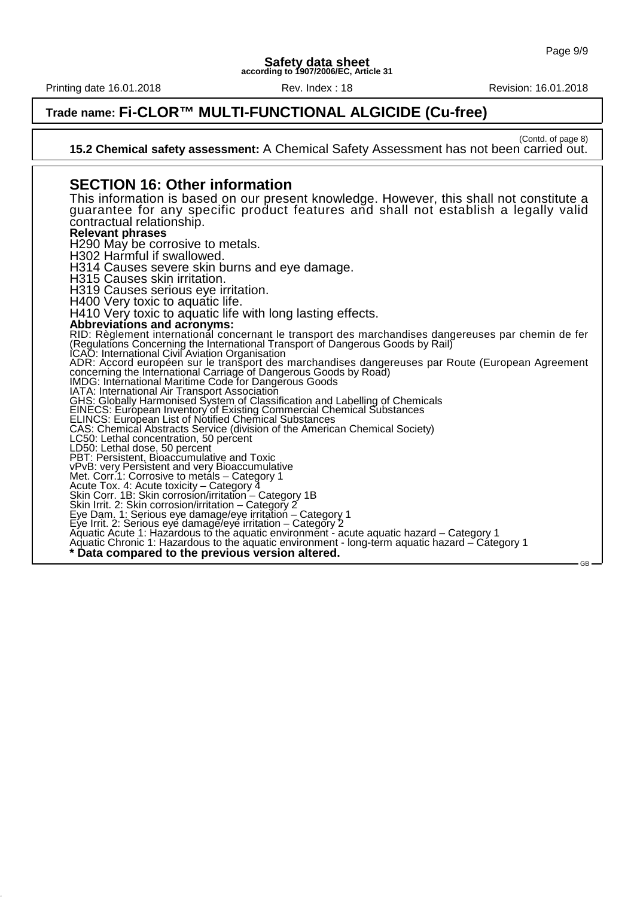Safety data sheet
according to 1907/2006/EC, Article 31

Printing date 16.01.2018 Rev. Index : 18 Revision: 16.01.2018

**Trade name: Fi-CLOR™ MULTI-FUNCTIONAL ALGICIDE (Cu-free)**

(Contd. of page 8)

**15.2 Chemical safety assessment:** A Chemical Safety Assessment has not been carried out.

## SECTION 16: Other information

This information is based on our present knowledge. However, this shall not constitute a guarantee for any specific product features and shall not establish a legally valid contractual relationship.

**Relevant phrases**

H290 May be corrosive to metals.
H302 Harmful if swallowed.
H314 Causes severe skin burns and eye damage.
H315 Causes skin irritation.
H319 Causes serious eye irritation.
H400 Very toxic to aquatic life.
H410 Very toxic to aquatic life with long lasting effects.

**Abbreviations and acronyms:**

RID: Règlement international concernant le transport des marchandises dangereuses par chemin de fer (Regulations Concerning the International Transport of Dangerous Goods by Rail)
ICAO: International Civil Aviation Organisation
ADR: Accord européen sur le transport des marchandises dangereuses par Route (European Agreement concerning the International Carriage of Dangerous Goods by Road)
IMDG: International Maritime Code for Dangerous Goods
IATA: International Air Transport Association
GHS: Globally Harmonised System of Classification and Labelling of Chemicals
EINECS: European Inventory of Existing Commercial Chemical Substances
ELINCS: European List of Notified Chemical Substances
CAS: Chemical Abstracts Service (division of the American Chemical Society)
LC50: Lethal concentration, 50 percent
LD50: Lethal dose, 50 percent
PBT: Persistent, Bioaccumulative and Toxic
vPvB: very Persistent and very Bioaccumulative
Met. Corr.1: Corrosive to metals – Category 1
Acute Tox. 4: Acute toxicity – Category 4
Skin Corr. 1B: Skin corrosion/irritation – Category 1B
Skin Irrit. 2: Skin corrosion/irritation – Category 2
Eye Dam. 1: Serious eye damage/eye irritation – Category 1
Eye Irrit. 2: Serious eye damage/eye irritation – Category 2
Aquatic Acute 1: Hazardous to the aquatic environment - acute aquatic hazard – Category 1
Aquatic Chronic 1: Hazardous to the aquatic environment - long-term aquatic hazard – Category 1

**\* Data compared to the previous version altered.**

GB